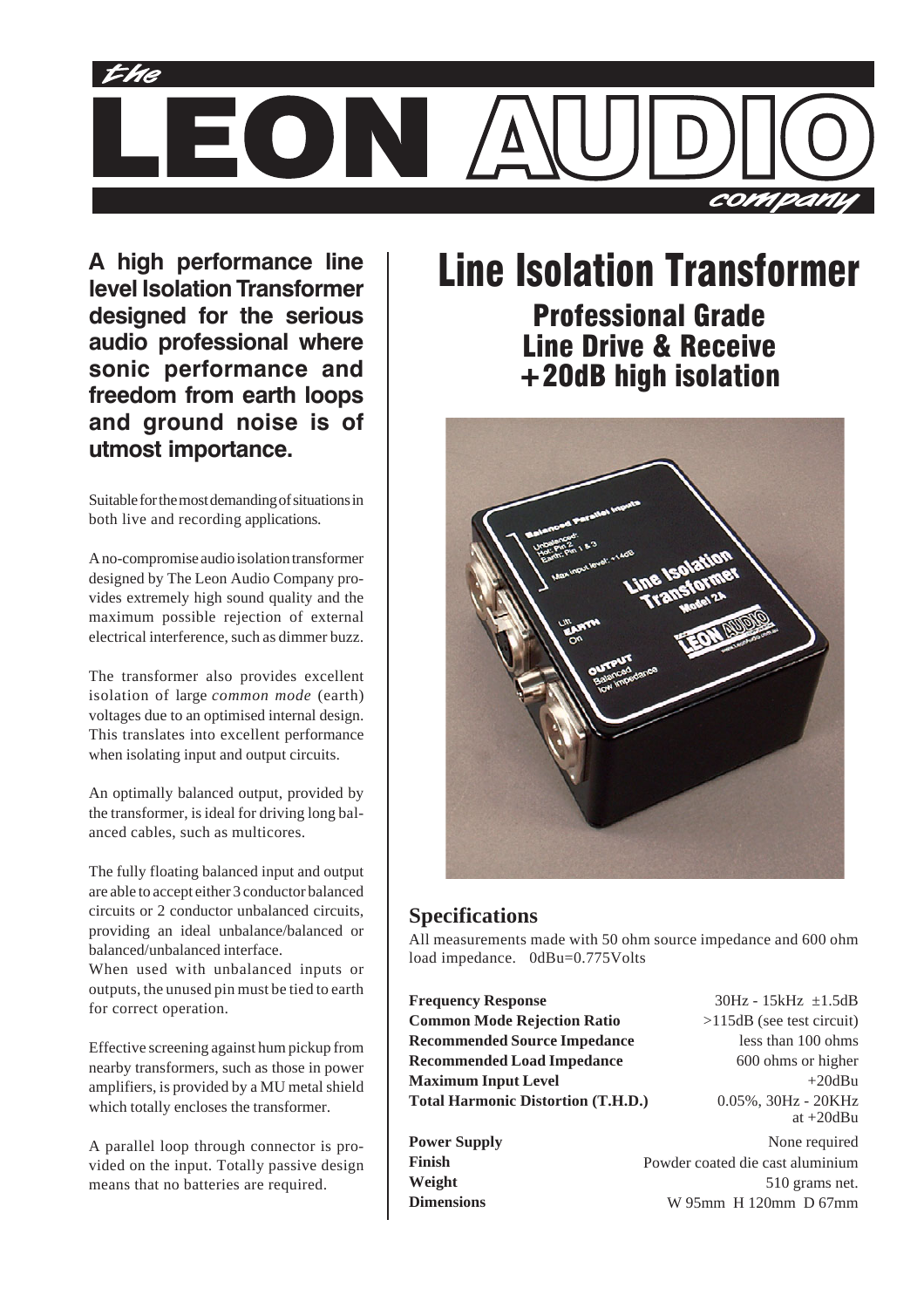*the*

# LEON AUDIO

*company*

**A high performance line level Isolation Transformer designed for the serious audio professional where sonic performance and freedom from earth loops and ground noise is of utmost importance.**

Suitable for the most demanding of situations in both live and recording applications.

A no-compromise audio isolation transformer designed by The Leon Audio Company provides extremely high sound quality and the maximum possible rejection of external electrical interference, such as dimmer buzz.

The transformer also provides excellent isolation of large *common mode* (earth) voltages due to an optimised internal design. This translates into excellent performance when isolating input and output circuits.

An optimally balanced output, provided by the transformer, is ideal for driving long balanced cables, such as multicores.

The fully floating balanced input and output are able to accept either 3 conductor balanced circuits or 2 conductor unbalanced circuits, providing an ideal unbalance/balanced or balanced/unbalanced interface.
When used with unbalanced inputs or outputs, the unused pin must be tied to earth for correct operation.

Effective screening against hum pickup from nearby transformers, such as those in power amplifiers, is provided by a MU metal shield which totally encloses the transformer.

A parallel loop through connector is provided on the input. Totally passive design means that no batteries are required.

# Line Isolation Transformer

## Professional Grade
## Line Drive & Receive
## +20dB high isolation

## Specifications

All measurements made with 50 ohm source impedance and 600 ohm load impedance. 0dBu=0.775Volts

| | |
|---|---|
| **Frequency Response** | 30Hz - 15kHz ±1.5dB |
| **Common Mode Rejection Ratio** | >115dB (see test circuit) |
| **Recommended Source Impedance** | less than 100 ohms |
| **Recommended Load Impedance** | 600 ohms or higher |
| **Maximum Input Level** | +20dBu |
| **Total Harmonic Distortion (T.H.D.)** | 0.05%, 30Hz - 20KHz at +20dBu |
| **Power Supply** | None required |
| **Finish** | Powder coated die cast aluminium |
| **Weight** | 510 grams net. |
| **Dimensions** | W 95mm H 120mm D 67mm |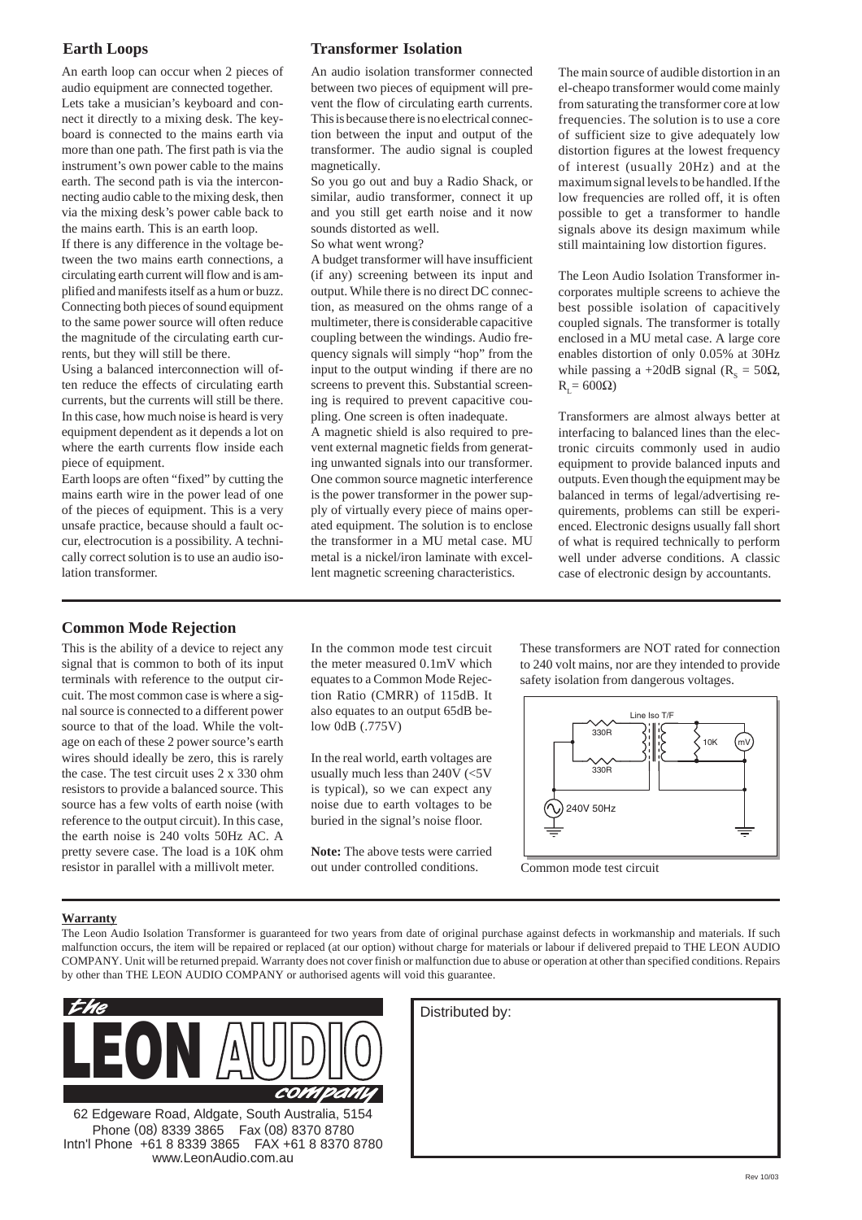## Earth Loops

An earth loop can occur when 2 pieces of audio equipment are connected together.

Lets take a musician's keyboard and connect it directly to a mixing desk. The keyboard is connected to the mains earth via more than one path. The first path is via the instrument's own power cable to the mains earth. The second path is via the interconnecting audio cable to the mixing desk, then via the mixing desk's power cable back to the mains earth. This is an earth loop.

If there is any difference in the voltage between the two mains earth connections, a circulating earth current will flow and is amplified and manifests itself as a hum or buzz. Connecting both pieces of sound equipment to the same power source will often reduce the magnitude of the circulating earth currents, but they will still be there.

Using a balanced interconnection will often reduce the effects of circulating earth currents, but the currents will still be there. In this case, how much noise is heard is very equipment dependent as it depends a lot on where the earth currents flow inside each piece of equipment.

Earth loops are often "fixed" by cutting the mains earth wire in the power lead of one of the pieces of equipment. This is a very unsafe practice, because should a fault occur, electrocution is a possibility. A technically correct solution is to use an audio isolation transformer.

## Transformer Isolation

An audio isolation transformer connected between two pieces of equipment will prevent the flow of circulating earth currents. This is because there is no electrical connection between the input and output of the transformer. The audio signal is coupled magnetically.

So you go out and buy a Radio Shack, or similar, audio transformer, connect it up and you still get earth noise and it now sounds distorted as well.

So what went wrong?

A budget transformer will have insufficient (if any) screening between its input and output. While there is no direct DC connection, as measured on the ohms range of a multimeter, there is considerable capacitive coupling between the windings. Audio frequency signals will simply "hop" from the input to the output winding if there are no screens to prevent this. Substantial screening is required to prevent capacitive coupling. One screen is often inadequate.

A magnetic shield is also required to prevent external magnetic fields from generating unwanted signals into our transformer. One common source magnetic interference is the power transformer in the power supply of virtually every piece of mains operated equipment. The solution is to enclose the transformer in a MU metal case. MU metal is a nickel/iron laminate with excellent magnetic screening characteristics.

The main source of audible distortion in an el-cheapo transformer would come mainly from saturating the transformer core at low frequencies. The solution is to use a core of sufficient size to give adequately low distortion figures at the lowest frequency of interest (usually 20Hz) and at the maximum signal levels to be handled. If the low frequencies are rolled off, it is often possible to get a transformer to handle signals above its design maximum while still maintaining low distortion figures.

The Leon Audio Isolation Transformer incorporates multiple screens to achieve the best possible isolation of capacitively coupled signals. The transformer is totally enclosed in a MU metal case. A large core enables distortion of only 0.05% at 30Hz while passing a +20dB signal ($R_S = 50\Omega$, $R_L = 600\Omega$)

Transformers are almost always better at interfacing to balanced lines than the electronic circuits commonly used in audio equipment to provide balanced inputs and outputs. Even though the equipment may be balanced in terms of legal/advertising requirements, problems can still be experienced. Electronic designs usually fall short of what is required technically to perform well under adverse conditions. A classic case of electronic design by accountants.

## Common Mode Rejection

This is the ability of a device to reject any signal that is common to both of its input terminals with reference to the output circuit. The most common case is where a signal source is connected to a different power source to that of the load. While the voltage on each of these 2 power source's earth wires should ideally be zero, this is rarely the case. The test circuit uses 2 x 330 ohm resistors to provide a balanced source. This source has a few volts of earth noise (with reference to the output circuit). In this case, the earth noise is 240 volts 50Hz AC. A pretty severe case. The load is a 10K ohm resistor in parallel with a millivolt meter.

In the common mode test circuit the meter measured 0.1mV which equates to a Common Mode Rejection Ratio (CMRR) of 115dB. It also equates to an output 65dB below 0dB (.775V)

In the real world, earth voltages are usually much less than 240V (<5V is typical), so we can expect any noise due to earth voltages to be buried in the signal's noise floor.

**Note:** The above tests were carried out under controlled conditions.

These transformers are NOT rated for connection to 240 volt mains, nor are they intended to provide safety isolation from dangerous voltages.

Line Iso T/F
330R
330R
10K
mV
240V 50Hz

Common mode test circuit

**Warranty**

The Leon Audio Isolation Transformer is guaranteed for two years from date of original purchase against defects in workmanship and materials. If such malfunction occurs, the item will be repaired or replaced (at our option) without charge for materials or labour if delivered prepaid to THE LEON AUDIO COMPANY. Unit will be returned prepaid. Warranty does not cover finish or malfunction due to abuse or operation at other than specified conditions. Repairs by other than THE LEON AUDIO COMPANY or authorised agents will void this guarantee.

the LEON AUDIO company

62 Edgeware Road, Aldgate, South Australia, 5154
Phone (08) 8339 3865 Fax (08) 8370 8780
Intn'l Phone +61 8 8339 3865 FAX +61 8 8370 8780
www.LeonAudio.com.au

Distributed by:

Rev 10/03